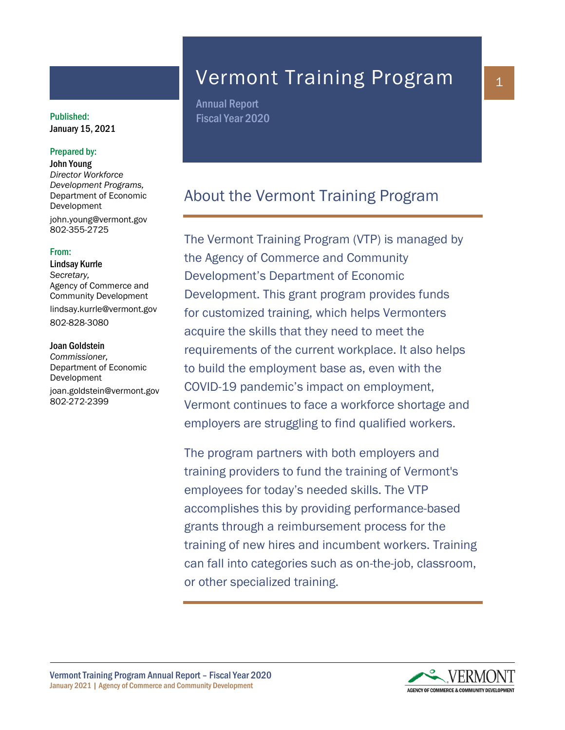# Vermont Training Program

Annual Report
Fiscal Year 2020

**Published:**
January 15, 2021

**Prepared by:**
John Young
*Director Workforce Development Programs,*
Department of Economic Development
john.young@vermont.gov
802-355-2725

**From:**
Lindsay Kurrle
*Secretary,*
Agency of Commerce and Community Development
lindsay.kurrle@vermont.gov
802-828-3080

Joan Goldstein
*Commissioner,*
Department of Economic Development
joan.goldstein@vermont.gov
802-272-2399

## About the Vermont Training Program

The Vermont Training Program (VTP) is managed by the Agency of Commerce and Community Development's Department of Economic Development. This grant program provides funds for customized training, which helps Vermonters acquire the skills that they need to meet the requirements of the current workplace. It also helps to build the employment base as, even with the COVID-19 pandemic's impact on employment, Vermont continues to face a workforce shortage and employers are struggling to find qualified workers.

The program partners with both employers and training providers to fund the training of Vermont's employees for today's needed skills. The VTP accomplishes this by providing performance-based grants through a reimbursement process for the training of new hires and incumbent workers. Training can fall into categories such as on-the-job, classroom, or other specialized training.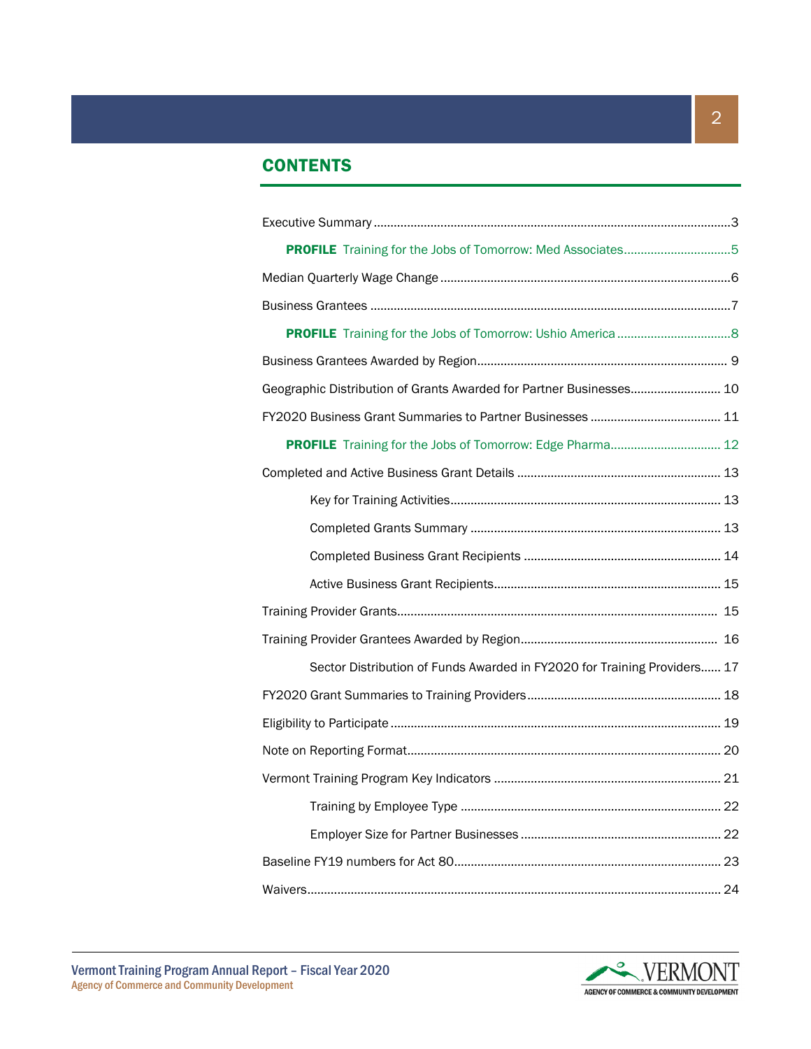## CONTENTS

Executive Summary ....................................................................................................3

**PROFILE** Training for the Jobs of Tomorrow: Med Associates...............................5

Median Quarterly Wage Change ...............................................................................6

Business Grantees ...................................................................................................7

**PROFILE** Training for the Jobs of Tomorrow: Ushio America .................................8

Business Grantees Awarded by Region.................................................................... 9

Geographic Distribution of Grants Awarded for Partner Businesses.......................... 10

FY2020 Business Grant Summaries to Partner Businesses ...................................... 11

**PROFILE** Training for the Jobs of Tomorrow: Edge Pharma................................ 12

Completed and Active Business Grant Details ............................................................ 13

- Key for Training Activities............................................................................... 13
- Completed Grants Summary ......................................................................... 13
- Completed Business Grant Recipients .......................................................... 14
- Active Business Grant Recipients................................................................... 15

Training Provider Grants.............................................................................................. 15

Training Provider Grantees Awarded by Region.......................................................... 16

- Sector Distribution of Funds Awarded in FY2020 for Training Providers...... 17

FY2020 Grant Summaries to Training Providers......................................................... 18

Eligibility to Participate ................................................................................................ 19

Note on Reporting Format............................................................................................ 20

Vermont Training Program Key Indicators ................................................................... 21

- Training by Employee Type ............................................................................ 22
- Employer Size for Partner Businesses ........................................................... 22

Baseline FY19 numbers for Act 80.............................................................................. 23

Waivers......................................................................................................................... 24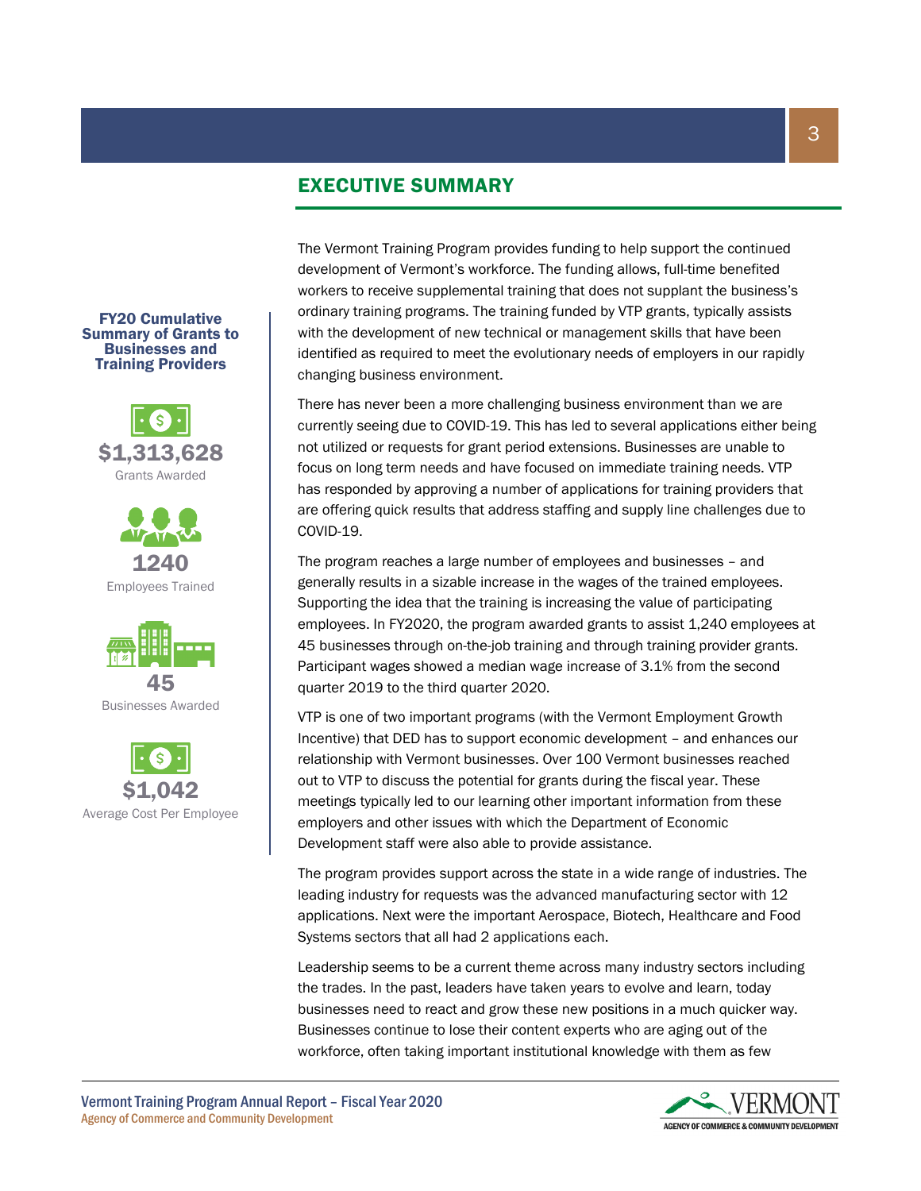## EXECUTIVE SUMMARY

**FY20 Cumulative Summary of Grants to Businesses and Training Providers**

**$1,313,628**
Grants Awarded

**1240**
Employees Trained

**45**
Businesses Awarded

**$1,042**
Average Cost Per Employee

The Vermont Training Program provides funding to help support the continued development of Vermont's workforce. The funding allows, full-time benefited workers to receive supplemental training that does not supplant the business's ordinary training programs. The training funded by VTP grants, typically assists with the development of new technical or management skills that have been identified as required to meet the evolutionary needs of employers in our rapidly changing business environment.

There has never been a more challenging business environment than we are currently seeing due to COVID-19. This has led to several applications either being not utilized or requests for grant period extensions. Businesses are unable to focus on long term needs and have focused on immediate training needs. VTP has responded by approving a number of applications for training providers that are offering quick results that address staffing and supply line challenges due to COVID-19.

The program reaches a large number of employees and businesses – and generally results in a sizable increase in the wages of the trained employees. Supporting the idea that the training is increasing the value of participating employees. In FY2020, the program awarded grants to assist 1,240 employees at 45 businesses through on-the-job training and through training provider grants. Participant wages showed a median wage increase of 3.1% from the second quarter 2019 to the third quarter 2020.

VTP is one of two important programs (with the Vermont Employment Growth Incentive) that DED has to support economic development – and enhances our relationship with Vermont businesses. Over 100 Vermont businesses reached out to VTP to discuss the potential for grants during the fiscal year. These meetings typically led to our learning other important information from these employers and other issues with which the Department of Economic Development staff were also able to provide assistance.

The program provides support across the state in a wide range of industries. The leading industry for requests was the advanced manufacturing sector with 12 applications. Next were the important Aerospace, Biotech, Healthcare and Food Systems sectors that all had 2 applications each.

Leadership seems to be a current theme across many industry sectors including the trades. In the past, leaders have taken years to evolve and learn, today businesses need to react and grow these new positions in a much quicker way. Businesses continue to lose their content experts who are aging out of the workforce, often taking important institutional knowledge with them as few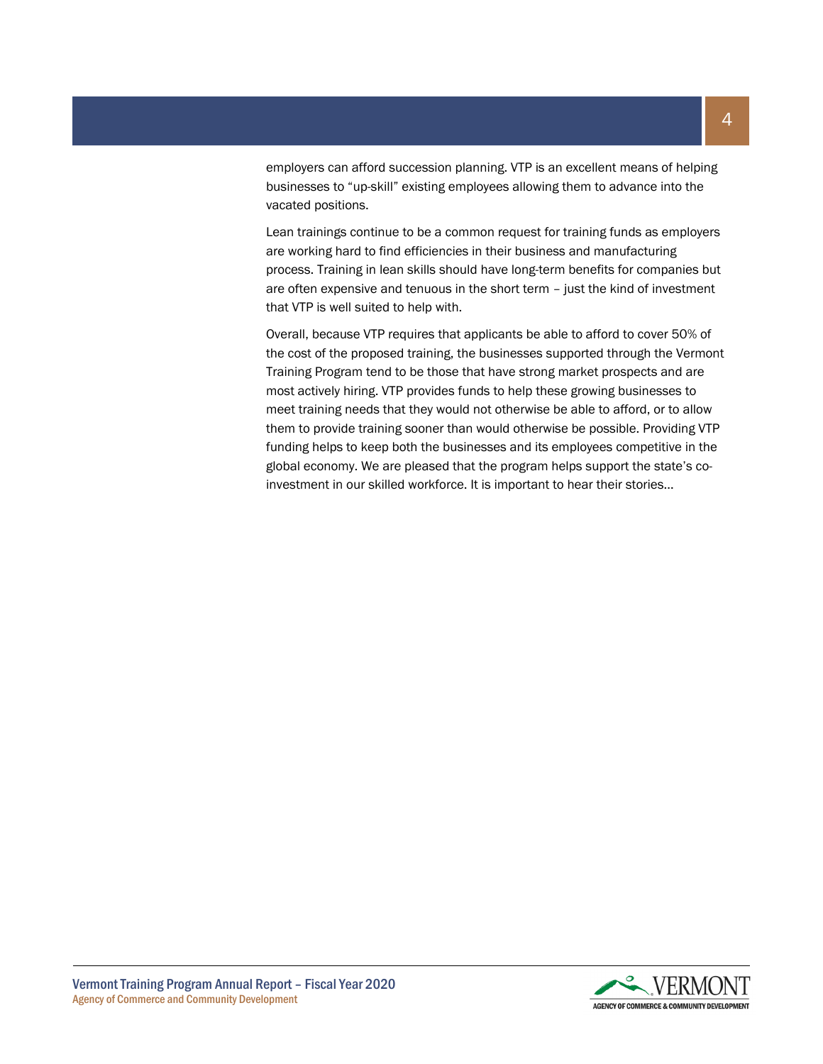employers can afford succession planning. VTP is an excellent means of helping businesses to “up-skill” existing employees allowing them to advance into the vacated positions.

Lean trainings continue to be a common request for training funds as employers are working hard to find efficiencies in their business and manufacturing process. Training in lean skills should have long-term benefits for companies but are often expensive and tenuous in the short term – just the kind of investment that VTP is well suited to help with.

Overall, because VTP requires that applicants be able to afford to cover 50% of the cost of the proposed training, the businesses supported through the Vermont Training Program tend to be those that have strong market prospects and are most actively hiring. VTP provides funds to help these growing businesses to meet training needs that they would not otherwise be able to afford, or to allow them to provide training sooner than would otherwise be possible. Providing VTP funding helps to keep both the businesses and its employees competitive in the global economy. We are pleased that the program helps support the state’s co-investment in our skilled workforce. It is important to hear their stories…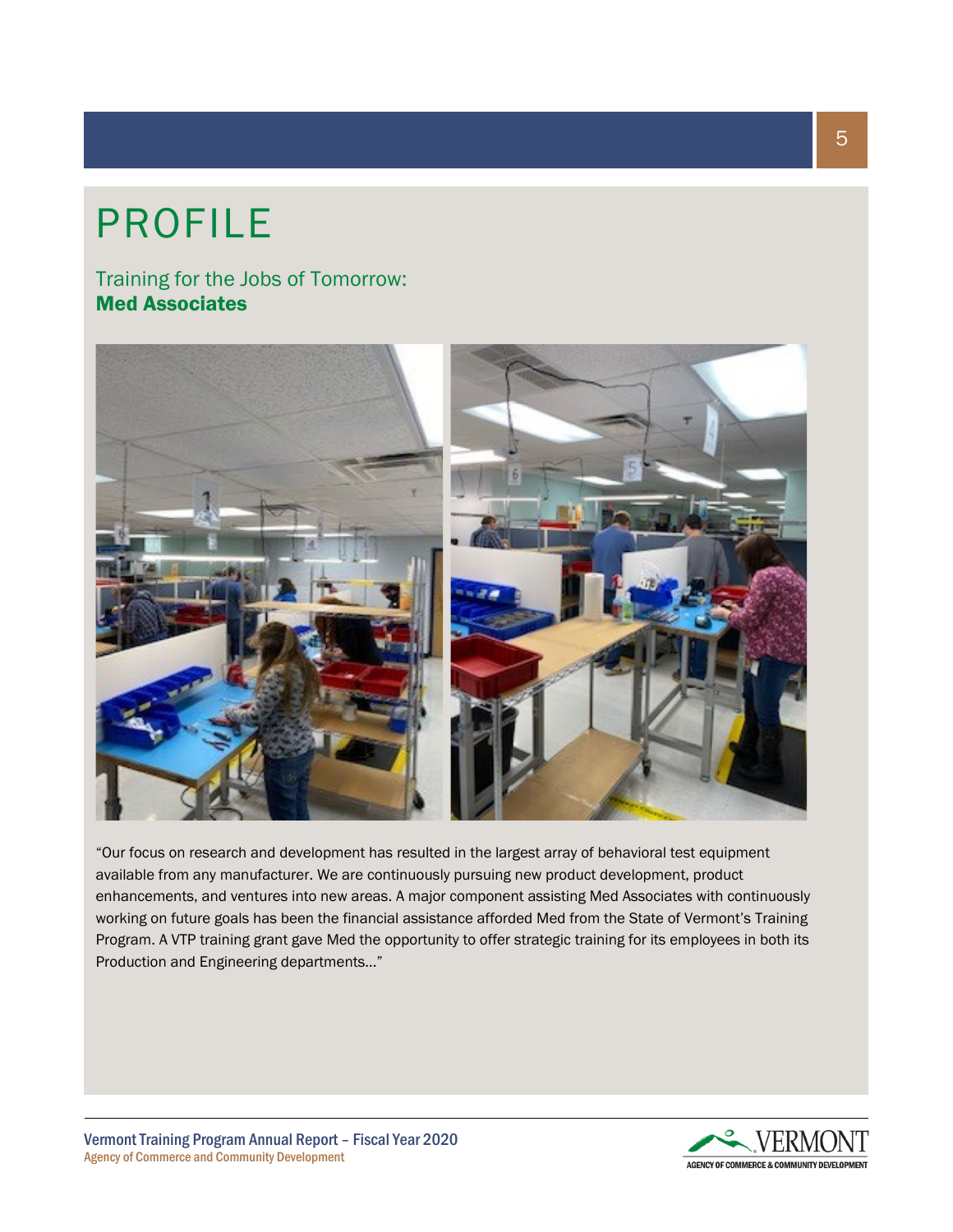# PROFILE

## Training for the Jobs of Tomorrow: **Med Associates**

"Our focus on research and development has resulted in the largest array of behavioral test equipment available from any manufacturer. We are continuously pursuing new product development, product enhancements, and ventures into new areas. A major component assisting Med Associates with continuously working on future goals has been the financial assistance afforded Med from the State of Vermont's Training Program. A VTP training grant gave Med the opportunity to offer strategic training for its employees in both its Production and Engineering departments…"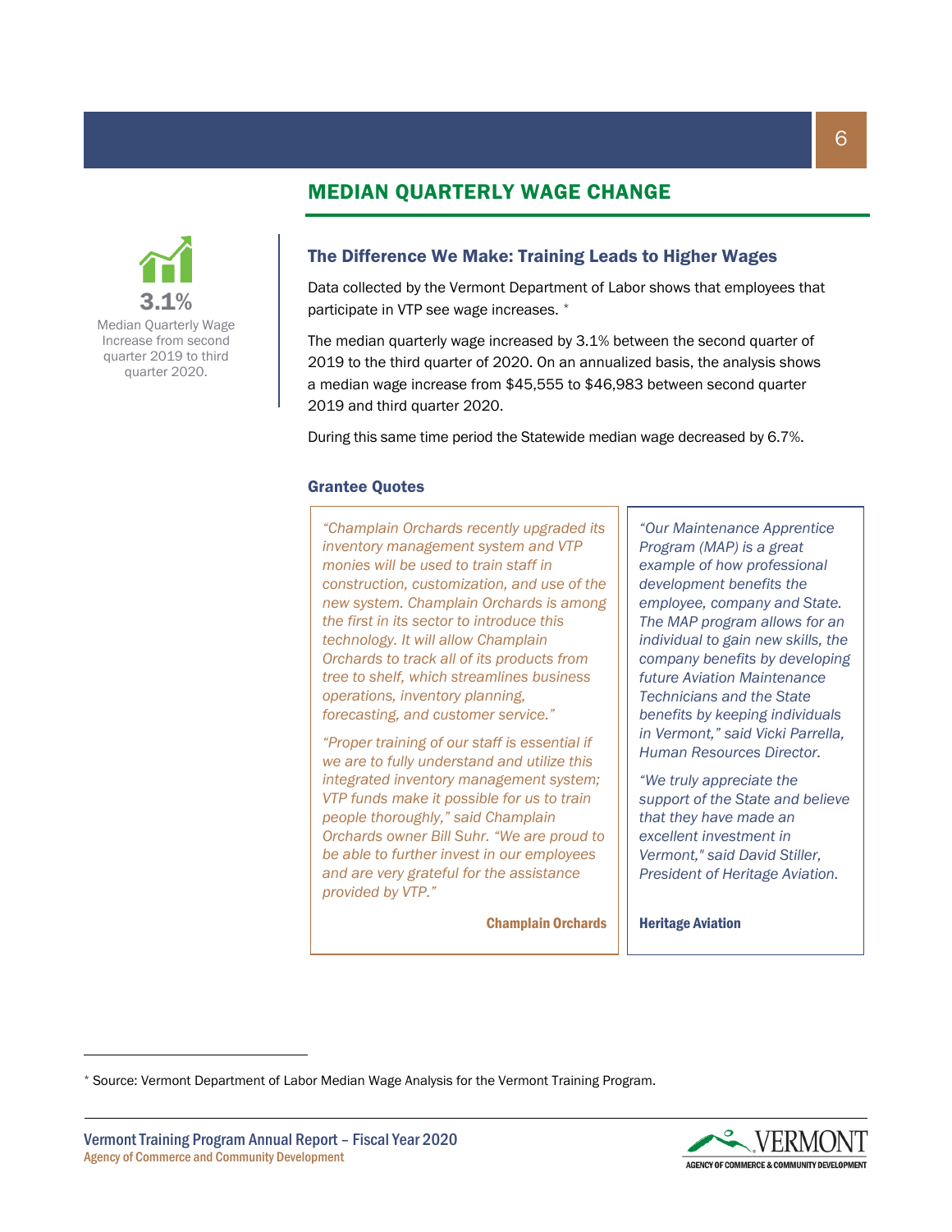## MEDIAN QUARTERLY WAGE CHANGE

**3.1%**

Median Quarterly Wage Increase from second quarter 2019 to third quarter 2020.

### The Difference We Make: Training Leads to Higher Wages

Data collected by the Vermont Department of Labor shows that employees that participate in VTP see wage increases. *

The median quarterly wage increased by 3.1% between the second quarter of 2019 to the third quarter of 2020. On an annualized basis, the analysis shows a median wage increase from $45,555 to $46,983 between second quarter 2019 and third quarter 2020.

During this same time period the Statewide median wage decreased by 6.7%.

#### Grantee Quotes

*"Champlain Orchards recently upgraded its inventory management system and VTP monies will be used to train staff in construction, customization, and use of the new system. Champlain Orchards is among the first in its sector to introduce this technology. It will allow Champlain Orchards to track all of its products from tree to shelf, which streamlines business operations, inventory planning, forecasting, and customer service."*

*"Proper training of our staff is essential if we are to fully understand and utilize this integrated inventory management system; VTP funds make it possible for us to train people thoroughly," said Champlain Orchards owner Bill Suhr. "We are proud to be able to further invest in our employees and are very grateful for the assistance provided by VTP."*

**Champlain Orchards**

*"Our Maintenance Apprentice Program (MAP) is a great example of how professional development benefits the employee, company and State. The MAP program allows for an individual to gain new skills, the company benefits by developing future Aviation Maintenance Technicians and the State benefits by keeping individuals in Vermont," said Vicki Parrella, Human Resources Director.*

*"We truly appreciate the support of the State and believe that they have made an excellent investment in Vermont," said David Stiller, President of Heritage Aviation.*

**Heritage Aviation**

---

* Source: Vermont Department of Labor Median Wage Analysis for the Vermont Training Program.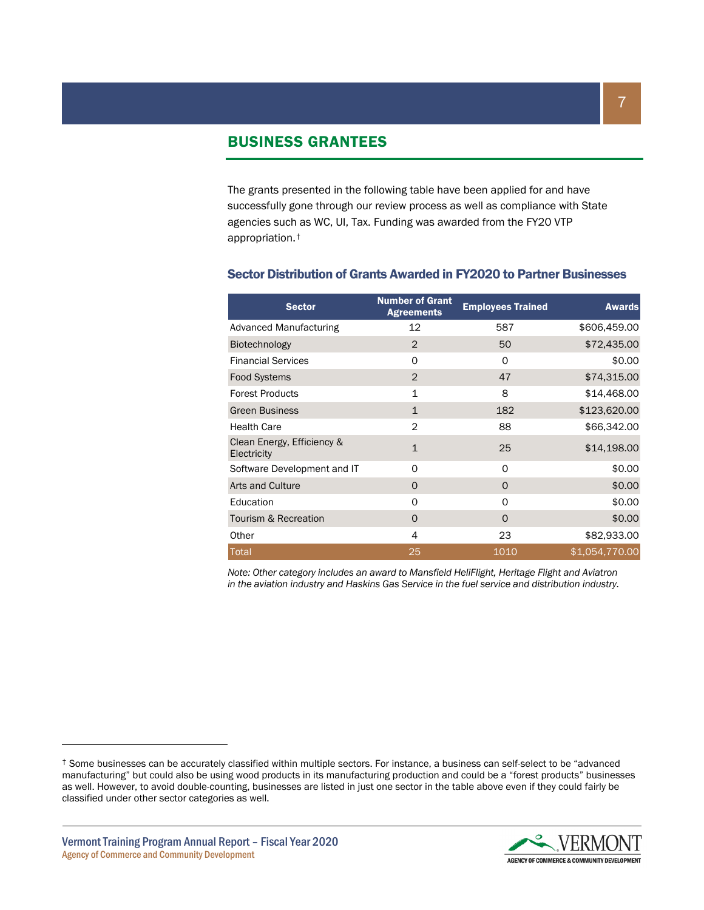## BUSINESS GRANTEES

The grants presented in the following table have been applied for and have successfully gone through our review process as well as compliance with State agencies such as WC, UI, Tax. Funding was awarded from the FY20 VTP appropriation.†

### Sector Distribution of Grants Awarded in FY2020 to Partner Businesses

| Sector | Number of Grant Agreements | Employees Trained | Awards |
|---|---|---|---|
| Advanced Manufacturing | 12 | 587 | $606,459.00 |
| Biotechnology | 2 | 50 | $72,435.00 |
| Financial Services | 0 | 0 | $0.00 |
| Food Systems | 2 | 47 | $74,315.00 |
| Forest Products | 1 | 8 | $14,468.00 |
| Green Business | 1 | 182 | $123,620.00 |
| Health Care | 2 | 88 | $66,342.00 |
| Clean Energy, Efficiency & Electricity | 1 | 25 | $14,198.00 |
| Software Development and IT | 0 | 0 | $0.00 |
| Arts and Culture | 0 | 0 | $0.00 |
| Education | 0 | 0 | $0.00 |
| Tourism & Recreation | 0 | 0 | $0.00 |
| Other | 4 | 23 | $82,933.00 |
| Total | 25 | 1010 | $1,054,770.00 |

*Note: Other category includes an award to Mansfield HeliFlight, Heritage Flight and Aviatron in the aviation industry and Haskins Gas Service in the fuel service and distribution industry.*

† Some businesses can be accurately classified within multiple sectors. For instance, a business can self-select to be "advanced manufacturing" but could also be using wood products in its manufacturing production and could be a "forest products" businesses as well. However, to avoid double-counting, businesses are listed in just one sector in the table above even if they could fairly be classified under other sector categories as well.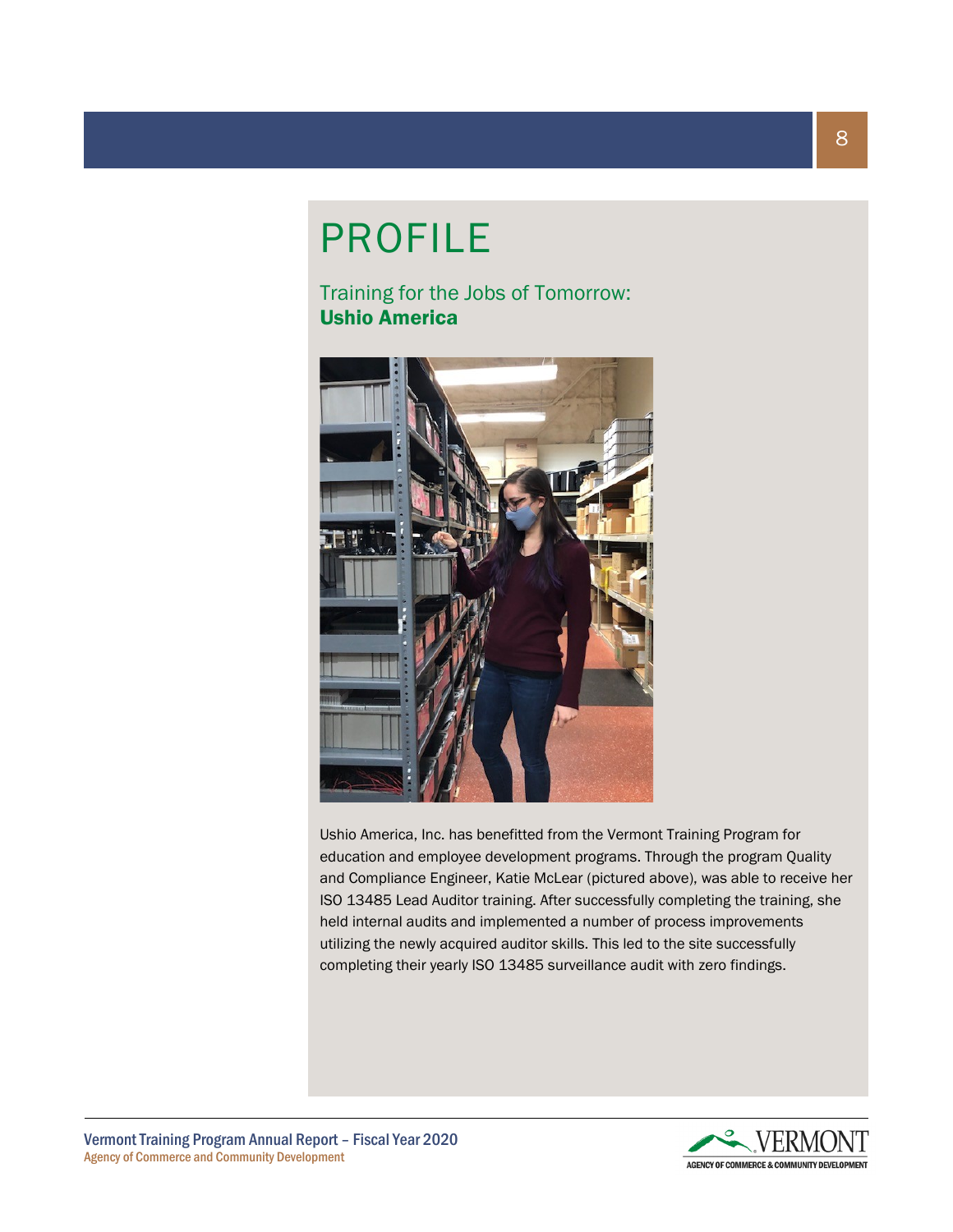# PROFILE

## Training for the Jobs of Tomorrow: **Ushio America**

Ushio America, Inc. has benefitted from the Vermont Training Program for education and employee development programs. Through the program Quality and Compliance Engineer, Katie McLear (pictured above), was able to receive her ISO 13485 Lead Auditor training. After successfully completing the training, she held internal audits and implemented a number of process improvements utilizing the newly acquired auditor skills. This led to the site successfully completing their yearly ISO 13485 surveillance audit with zero findings.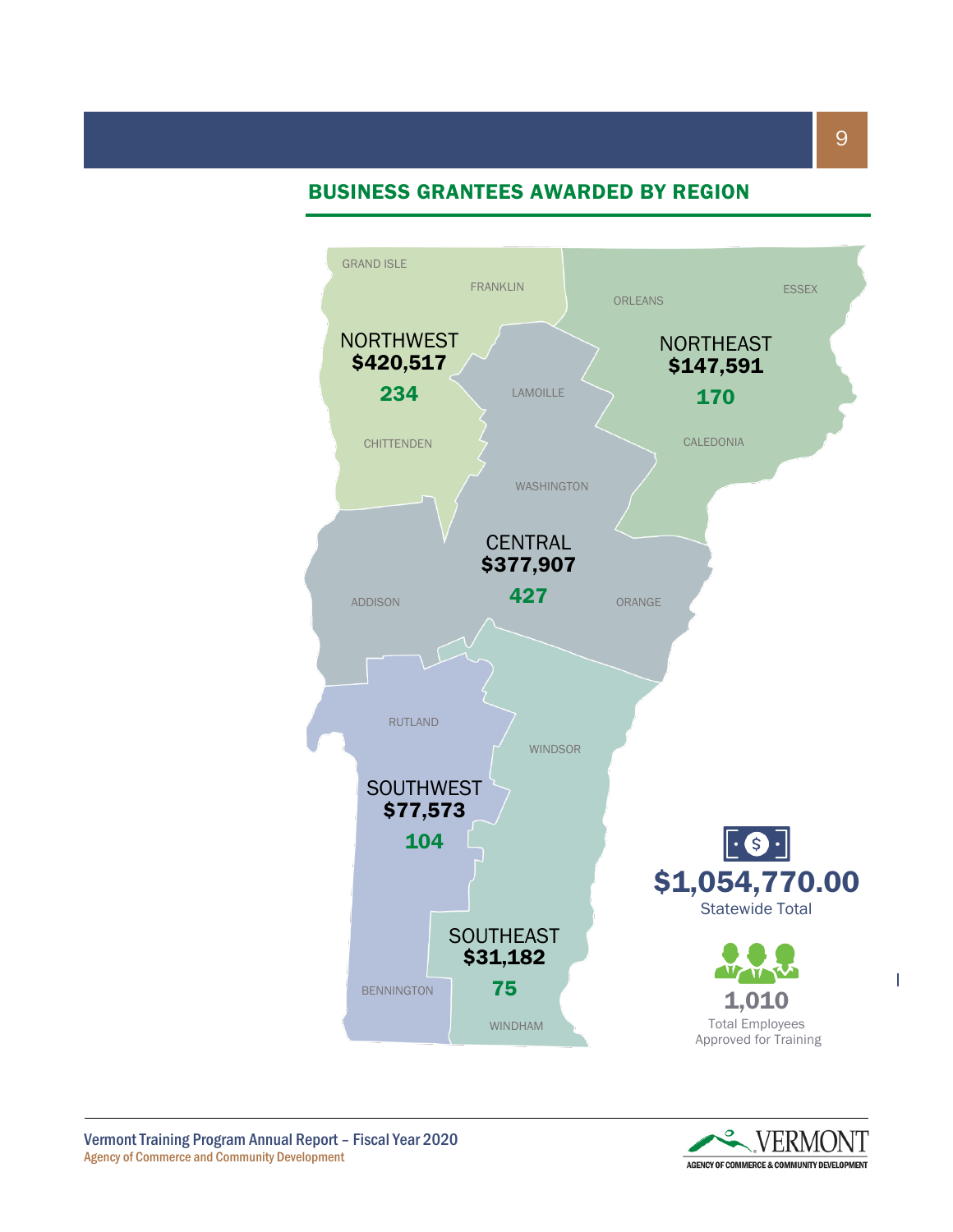## BUSINESS GRANTEES AWARDED BY REGION

GRAND ISLE

FRANKLIN

NORTHWEST
**$420,517**
**234**

CHITTENDEN

ORLEANS

ESSEX

NORTHEAST
**$147,591**
**170**

CALEDONIA

LAMOILLE

WASHINGTON

CENTRAL
**$377,907**
**427**

ADDISON

ORANGE

RUTLAND

WINDSOR

SOUTHWEST
**$77,573**
**104**

SOUTHEAST
**$31,182**
**75**

BENNINGTON

WINDHAM

**$1,054,770.00**
Statewide Total

**1,010**
Total Employees Approved for Training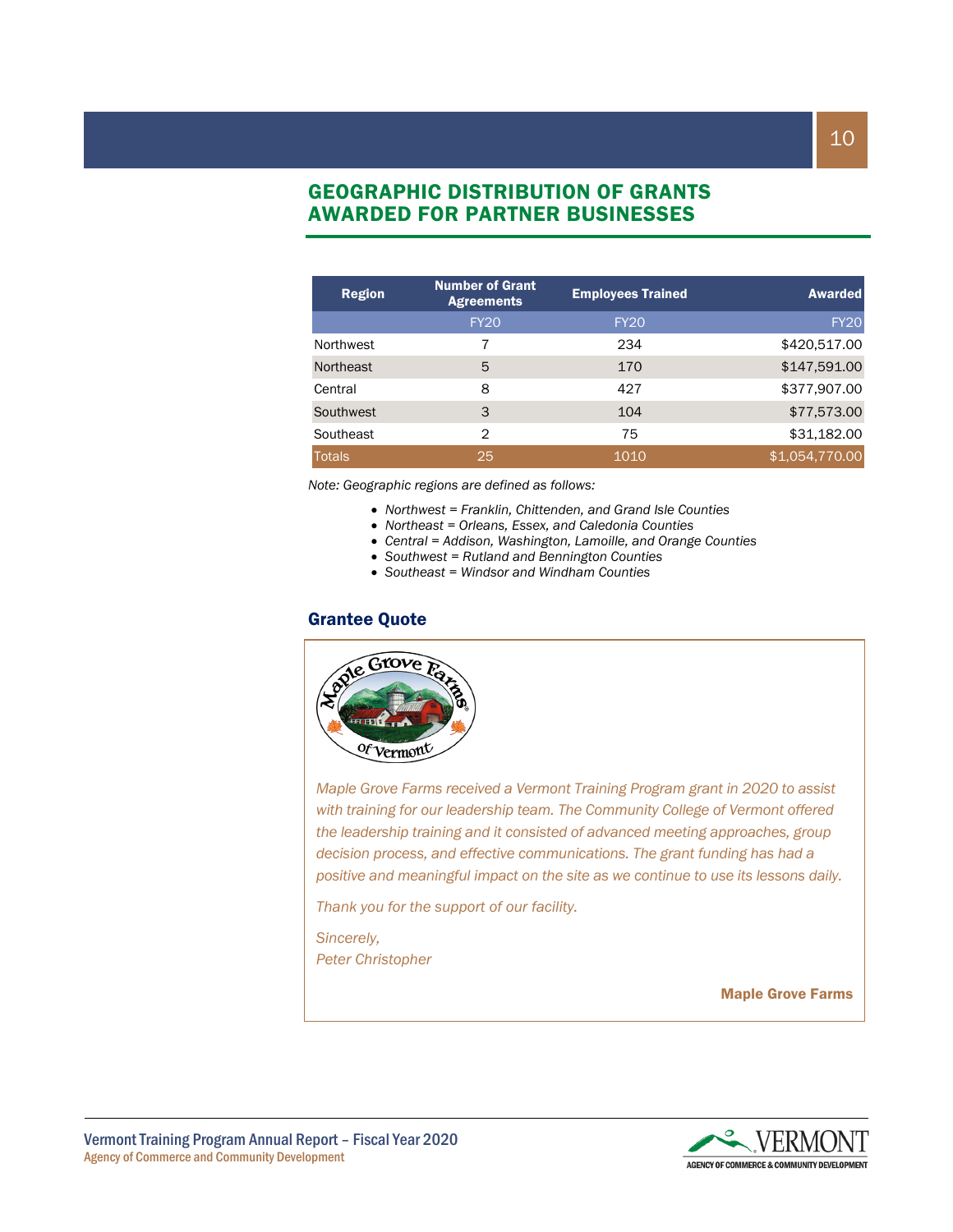## GEOGRAPHIC DISTRIBUTION OF GRANTS AWARDED FOR PARTNER BUSINESSES

| Region | Number of Grant Agreements | Employees Trained | Awarded |
|---|---|---|---|
| | FY20 | FY20 | FY20 |
| Northwest | 7 | 234 | $420,517.00 |
| Northeast | 5 | 170 | $147,591.00 |
| Central | 8 | 427 | $377,907.00 |
| Southwest | 3 | 104 | $77,573.00 |
| Southeast | 2 | 75 | $31,182.00 |
| Totals | 25 | 1010 | $1,054,770.00 |

*Note: Geographic regions are defined as follows:*

- *Northwest = Franklin, Chittenden, and Grand Isle Counties*
- *Northeast = Orleans, Essex, and Caledonia Counties*
- *Central = Addison, Washington, Lamoille, and Orange Counties*
- *Southwest = Rutland and Bennington Counties*
- *Southeast = Windsor and Windham Counties*

### Grantee Quote

*Maple Grove Farms received a Vermont Training Program grant in 2020 to assist with training for our leadership team. The Community College of Vermont offered the leadership training and it consisted of advanced meeting approaches, group decision process, and effective communications. The grant funding has had a positive and meaningful impact on the site as we continue to use its lessons daily.*

*Thank you for the support of our facility.*

*Sincerely,*
*Peter Christopher*

**Maple Grove Farms**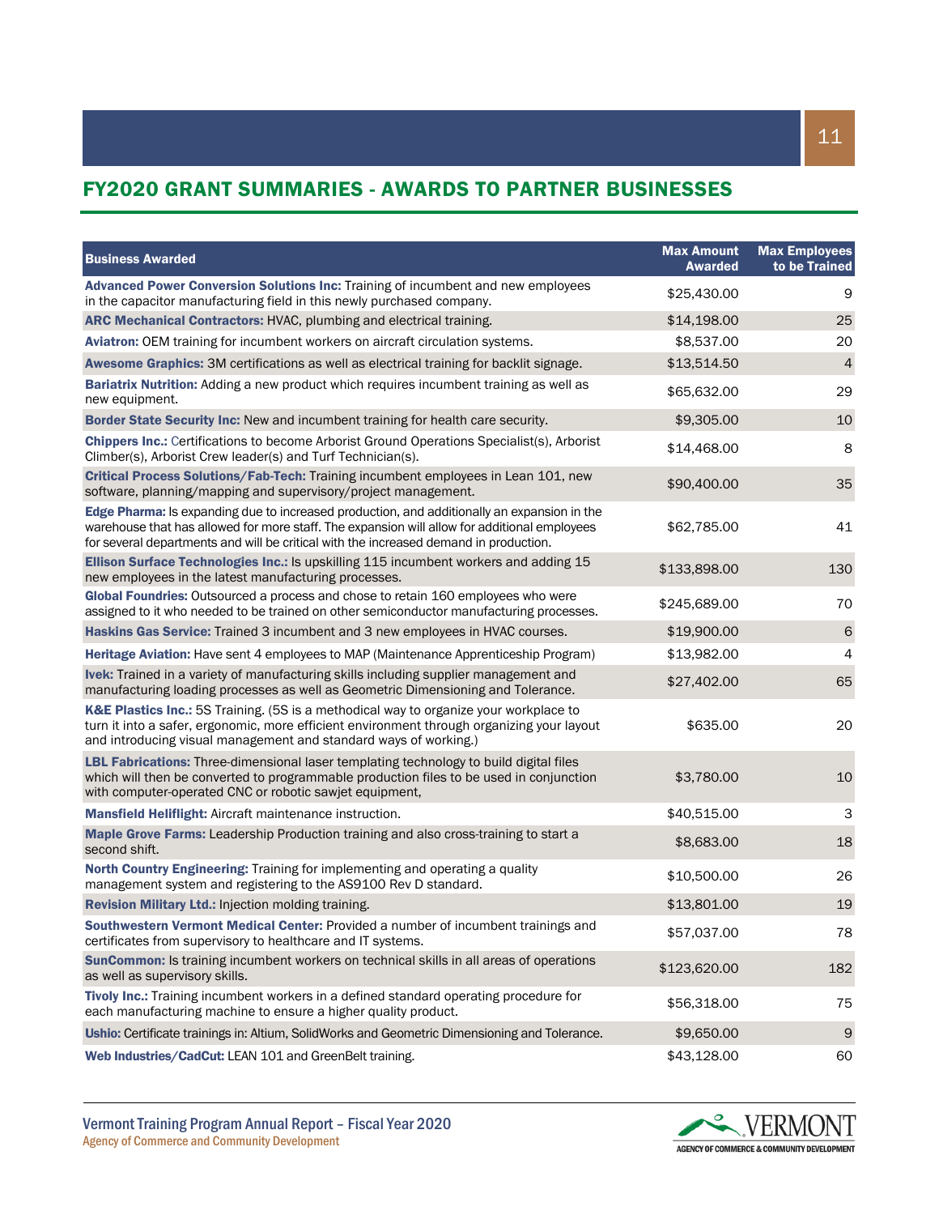## FY2020 GRANT SUMMARIES - AWARDS TO PARTNER BUSINESSES

| Business Awarded | Max Amount Awarded | Max Employees to be Trained |
|---|---:|---:|
| **Advanced Power Conversion Solutions Inc:** Training of incumbent and new employees in the capacitor manufacturing field in this newly purchased company. | $25,430.00 | 9 |
| **ARC Mechanical Contractors:** HVAC, plumbing and electrical training. | $14,198.00 | 25 |
| **Aviatron:** OEM training for incumbent workers on aircraft circulation systems. | $8,537.00 | 20 |
| **Awesome Graphics:** 3M certifications as well as electrical training for backlit signage. | $13,514.50 | 4 |
| **Bariatrix Nutrition:** Adding a new product which requires incumbent training as well as new equipment. | $65,632.00 | 29 |
| **Border State Security Inc:** New and incumbent training for health care security. | $9,305.00 | 10 |
| **Chippers Inc.:** Certifications to become Arborist Ground Operations Specialist(s), Arborist Climber(s), Arborist Crew leader(s) and Turf Technician(s). | $14,468.00 | 8 |
| **Critical Process Solutions/Fab-Tech:** Training incumbent employees in Lean 101, new software, planning/mapping and supervisory/project management. | $90,400.00 | 35 |
| **Edge Pharma:** Is expanding due to increased production, and additionally an expansion in the warehouse that has allowed for more staff. The expansion will allow for additional employees for several departments and will be critical with the increased demand in production. | $62,785.00 | 41 |
| **Ellison Surface Technologies Inc.:** Is upskilling 115 incumbent workers and adding 15 new employees in the latest manufacturing processes. | $133,898.00 | 130 |
| **Global Foundries:** Outsourced a process and chose to retain 160 employees who were assigned to it who needed to be trained on other semiconductor manufacturing processes. | $245,689.00 | 70 |
| **Haskins Gas Service:** Trained 3 incumbent and 3 new employees in HVAC courses. | $19,900.00 | 6 |
| **Heritage Aviation:** Have sent 4 employees to MAP (Maintenance Apprenticeship Program) | $13,982.00 | 4 |
| **Ivek:** Trained in a variety of manufacturing skills including supplier management and manufacturing loading processes as well as Geometric Dimensioning and Tolerance. | $27,402.00 | 65 |
| **K&E Plastics Inc.:** 5S Training. (5S is a methodical way to organize your workplace to turn it into a safer, ergonomic, more efficient environment through organizing your layout and introducing visual management and standard ways of working.) | $635.00 | 20 |
| **LBL Fabrications:** Three-dimensional laser templating technology to build digital files which will then be converted to programmable production files to be used in conjunction with computer-operated CNC or robotic sawjet equipment, | $3,780.00 | 10 |
| **Mansfield Heliflight:** Aircraft maintenance instruction. | $40,515.00 | 3 |
| **Maple Grove Farms:** Leadership Production training and also cross-training to start a second shift. | $8,683.00 | 18 |
| **North Country Engineering:** Training for implementing and operating a quality management system and registering to the AS9100 Rev D standard. | $10,500.00 | 26 |
| **Revision Military Ltd.:** Injection molding training. | $13,801.00 | 19 |
| **Southwestern Vermont Medical Center:** Provided a number of incumbent trainings and certificates from supervisory to healthcare and IT systems. | $57,037.00 | 78 |
| **SunCommon:** Is training incumbent workers on technical skills in all areas of operations as well as supervisory skills. | $123,620.00 | 182 |
| **Tivoly Inc.:** Training incumbent workers in a defined standard operating procedure for each manufacturing machine to ensure a higher quality product. | $56,318.00 | 75 |
| **Ushio:** Certificate trainings in: Altium, SolidWorks and Geometric Dimensioning and Tolerance. | $9,650.00 | 9 |
| **Web Industries/CadCut:** LEAN 101 and GreenBelt training. | $43,128.00 | 60 |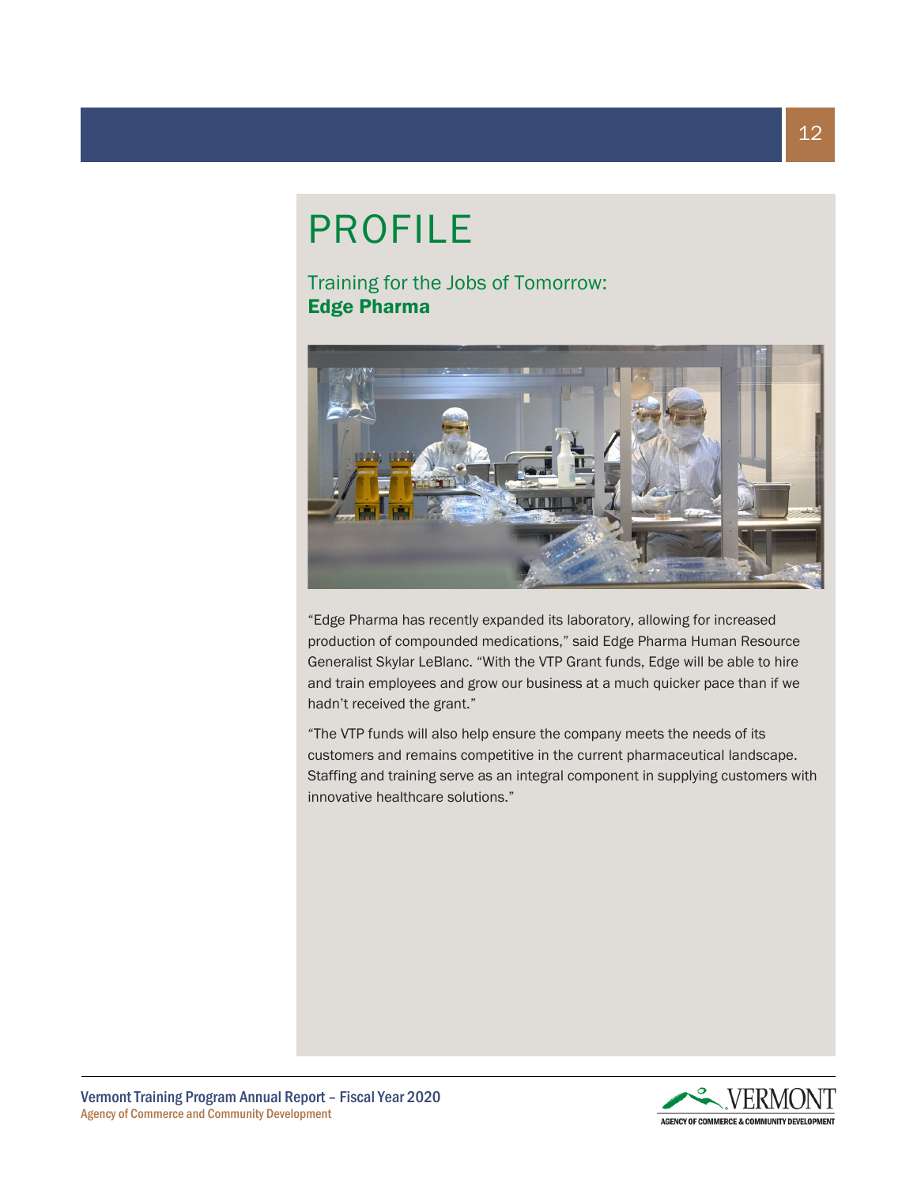# PROFILE

## Training for the Jobs of Tomorrow: **Edge Pharma**

“Edge Pharma has recently expanded its laboratory, allowing for increased production of compounded medications,” said Edge Pharma Human Resource Generalist Skylar LeBlanc. “With the VTP Grant funds, Edge will be able to hire and train employees and grow our business at a much quicker pace than if we hadn’t received the grant.”

“The VTP funds will also help ensure the company meets the needs of its customers and remains competitive in the current pharmaceutical landscape. Staffing and training serve as an integral component in supplying customers with innovative healthcare solutions.”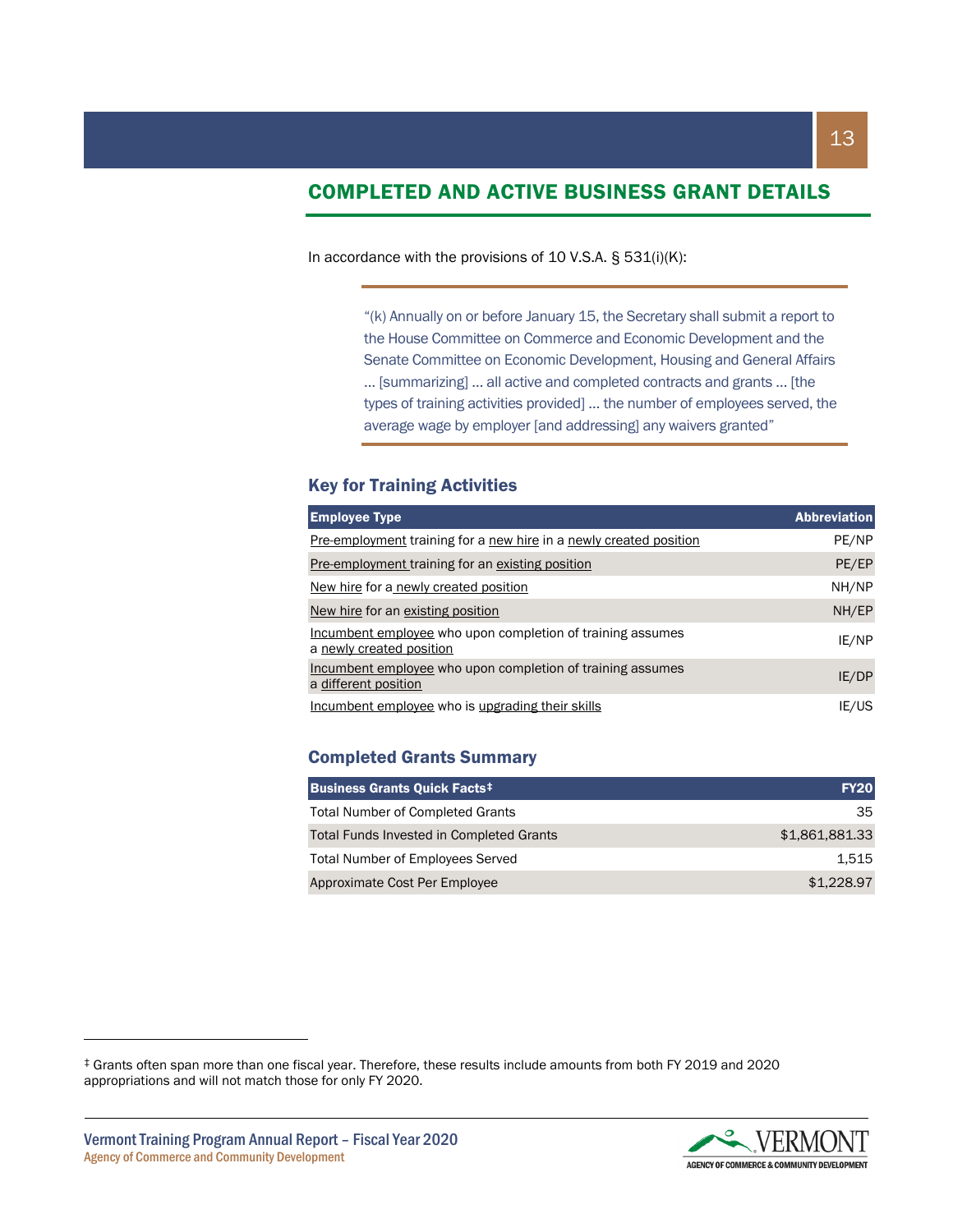## COMPLETED AND ACTIVE BUSINESS GRANT DETAILS

In accordance with the provisions of 10 V.S.A. § 531(i)(K):

> "(k) Annually on or before January 15, the Secretary shall submit a report to the House Committee on Commerce and Economic Development and the Senate Committee on Economic Development, Housing and General Affairs … [summarizing] … all active and completed contracts and grants … [the types of training activities provided] … the number of employees served, the average wage by employer [and addressing] any waivers granted"

### Key for Training Activities

| Employee Type | Abbreviation |
|---|---|
| Pre-employment training for a new hire in a newly created position | PE/NP |
| Pre-employment training for an existing position | PE/EP |
| New hire for a newly created position | NH/NP |
| New hire for an existing position | NH/EP |
| Incumbent employee who upon completion of training assumes a newly created position | IE/NP |
| Incumbent employee who upon completion of training assumes a different position | IE/DP |
| Incumbent employee who is upgrading their skills | IE/US |

### Completed Grants Summary

| Business Grants Quick Facts‡ | FY20 |
|---|---|
| Total Number of Completed Grants | 35 |
| Total Funds Invested in Completed Grants | $1,861,881.33 |
| Total Number of Employees Served | 1,515 |
| Approximate Cost Per Employee | $1,228.97 |

‡ Grants often span more than one fiscal year. Therefore, these results include amounts from both FY 2019 and 2020 appropriations and will not match those for only FY 2020.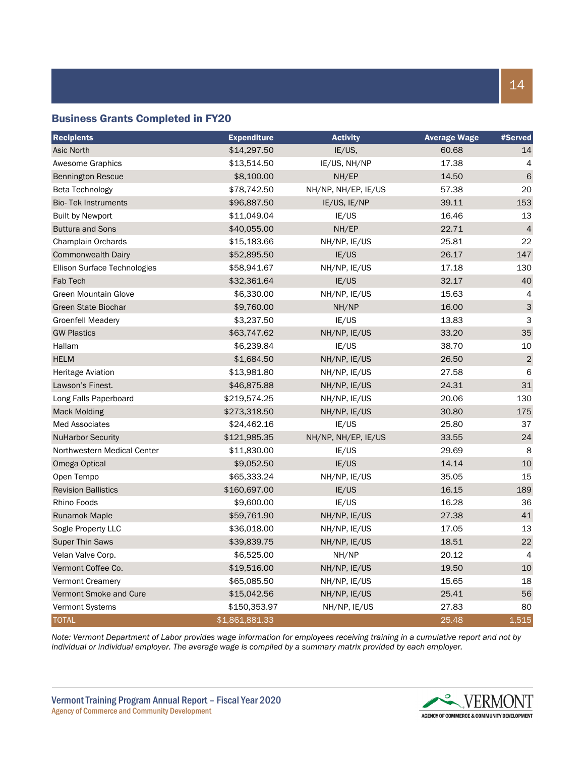## Business Grants Completed in FY20

| Recipients | Expenditure | Activity | Average Wage | #Served |
|---|---|---|---|---|
| Asic North | $14,297.50 | IE/US, | 60.68 | 14 |
| Awesome Graphics | $13,514.50 | IE/US, NH/NP | 17.38 | 4 |
| Bennington Rescue | $8,100.00 | NH/EP | 14.50 | 6 |
| Beta Technology | $78,742.50 | NH/NP, NH/EP, IE/US | 57.38 | 20 |
| Bio- Tek Instruments | $96,887.50 | IE/US, IE/NP | 39.11 | 153 |
| Built by Newport | $11,049.04 | IE/US | 16.46 | 13 |
| Buttura and Sons | $40,055.00 | NH/EP | 22.71 | 4 |
| Champlain Orchards | $15,183.66 | NH/NP, IE/US | 25.81 | 22 |
| Commonwealth Dairy | $52,895.50 | IE/US | 26.17 | 147 |
| Ellison Surface Technologies | $58,941.67 | NH/NP, IE/US | 17.18 | 130 |
| Fab Tech | $32,361.64 | IE/US | 32.17 | 40 |
| Green Mountain Glove | $6,330.00 | NH/NP, IE/US | 15.63 | 4 |
| Green State Biochar | $9,760.00 | NH/NP | 16.00 | 3 |
| Groenfell Meadery | $3,237.50 | IE/US | 13.83 | 3 |
| GW Plastics | $63,747.62 | NH/NP, IE/US | 33.20 | 35 |
| Hallam | $6,239.84 | IE/US | 38.70 | 10 |
| HELM | $1,684.50 | NH/NP, IE/US | 26.50 | 2 |
| Heritage Aviation | $13,981.80 | NH/NP, IE/US | 27.58 | 6 |
| Lawson's Finest. | $46,875.88 | NH/NP, IE/US | 24.31 | 31 |
| Long Falls Paperboard | $219,574.25 | NH/NP, IE/US | 20.06 | 130 |
| Mack Molding | $273,318.50 | NH/NP, IE/US | 30.80 | 175 |
| Med Associates | $24,462.16 | IE/US | 25.80 | 37 |
| NuHarbor Security | $121,985.35 | NH/NP, NH/EP, IE/US | 33.55 | 24 |
| Northwestern Medical Center | $11,830.00 | IE/US | 29.69 | 8 |
| Omega Optical | $9,052.50 | IE/US | 14.14 | 10 |
| Open Tempo | $65,333.24 | NH/NP, IE/US | 35.05 | 15 |
| Revision Ballistics | $160,697.00 | IE/US | 16.15 | 189 |
| Rhino Foods | $9,600.00 | IE/US | 16.28 | 36 |
| Runamok Maple | $59,761.90 | NH/NP, IE/US | 27.38 | 41 |
| Sogle Property LLC | $36,018.00 | NH/NP, IE/US | 17.05 | 13 |
| Super Thin Saws | $39,839.75 | NH/NP, IE/US | 18.51 | 22 |
| Velan Valve Corp. | $6,525.00 | NH/NP | 20.12 | 4 |
| Vermont Coffee Co. | $19,516.00 | NH/NP, IE/US | 19.50 | 10 |
| Vermont Creamery | $65,085.50 | NH/NP, IE/US | 15.65 | 18 |
| Vermont Smoke and Cure | $15,042.56 | NH/NP, IE/US | 25.41 | 56 |
| Vermont Systems | $150,353.97 | NH/NP, IE/US | 27.83 | 80 |
| TOTAL | $1,861,881.33 | | 25.48 | 1,515 |

*Note: Vermont Department of Labor provides wage information for employees receiving training in a cumulative report and not by individual or individual employer. The average wage is compiled by a summary matrix provided by each employer.*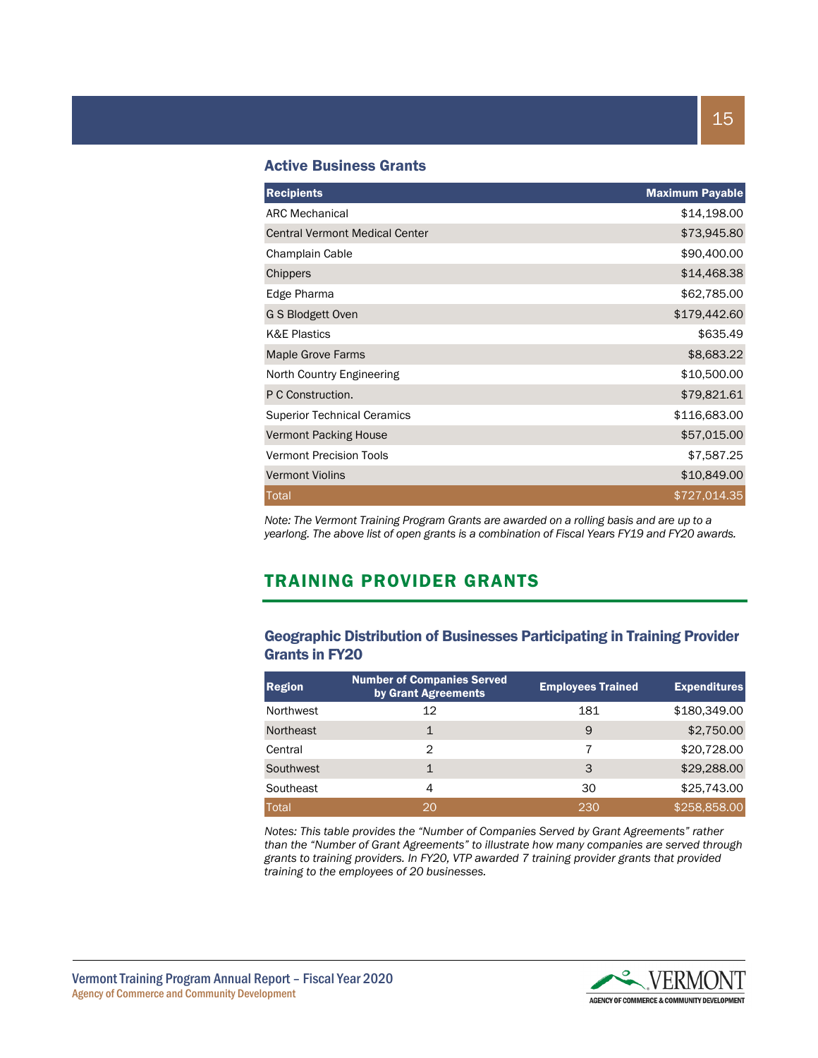### Active Business Grants

| Recipients | Maximum Payable |
|---|---|
| ARC Mechanical | $14,198.00 |
| Central Vermont Medical Center | $73,945.80 |
| Champlain Cable | $90,400.00 |
| Chippers | $14,468.38 |
| Edge Pharma | $62,785.00 |
| G S Blodgett Oven | $179,442.60 |
| K&E Plastics | $635.49 |
| Maple Grove Farms | $8,683.22 |
| North Country Engineering | $10,500.00 |
| P C Construction. | $79,821.61 |
| Superior Technical Ceramics | $116,683.00 |
| Vermont Packing House | $57,015.00 |
| Vermont Precision Tools | $7,587.25 |
| Vermont Violins | $10,849.00 |
| Total | $727,014.35 |

*Note: The Vermont Training Program Grants are awarded on a rolling basis and are up to a yearlong. The above list of open grants is a combination of Fiscal Years FY19 and FY20 awards.*

## TRAINING PROVIDER GRANTS

### Geographic Distribution of Businesses Participating in Training Provider Grants in FY20

| Region | Number of Companies Served by Grant Agreements | Employees Trained | Expenditures |
|---|---|---|---|
| Northwest | 12 | 181 | $180,349.00 |
| Northeast | 1 | 9 | $2,750.00 |
| Central | 2 | 7 | $20,728.00 |
| Southwest | 1 | 3 | $29,288.00 |
| Southeast | 4 | 30 | $25,743.00 |
| Total | 20 | 230 | $258,858.00 |

*Notes: This table provides the "Number of Companies Served by Grant Agreements" rather than the "Number of Grant Agreements" to illustrate how many companies are served through grants to training providers. In FY20, VTP awarded 7 training provider grants that provided training to the employees of 20 businesses.*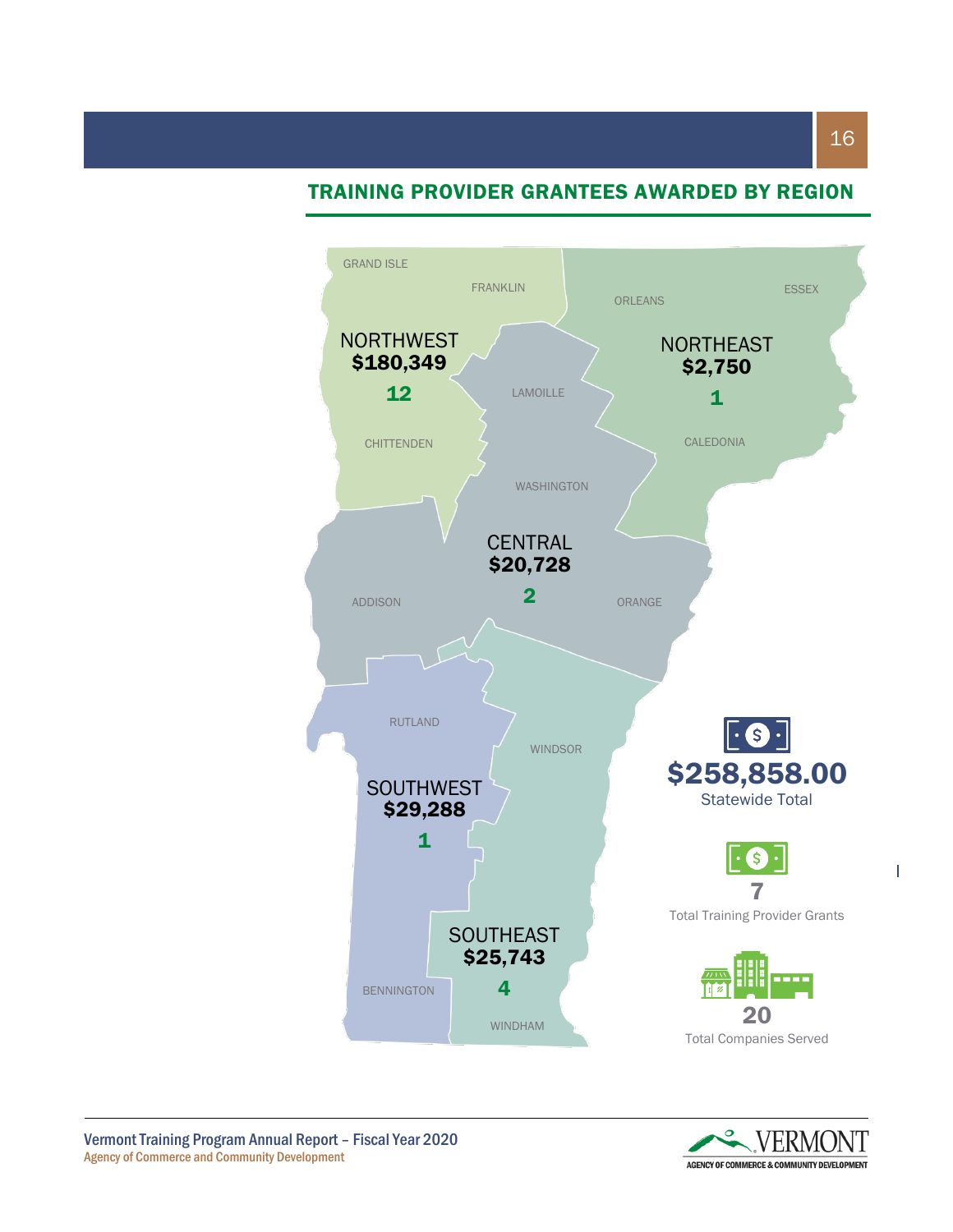## TRAINING PROVIDER GRANTEES AWARDED BY REGION

GRAND ISLE

FRANKLIN

ORLEANS

ESSEX

NORTHWEST
**$180,349**
**12**

LAMOILLE

NORTHEAST
**$2,750**
**1**

CHITTENDEN

CALEDONIA

WASHINGTON

CENTRAL
**$20,728**
**2**

ADDISON

ORANGE

RUTLAND

WINDSOR

SOUTHWEST
**$29,288**
**1**

SOUTHEAST
**$25,743**
**4**

BENNINGTON

WINDHAM

**$258,858.00**
Statewide Total

**7**
Total Training Provider Grants

**20**
Total Companies Served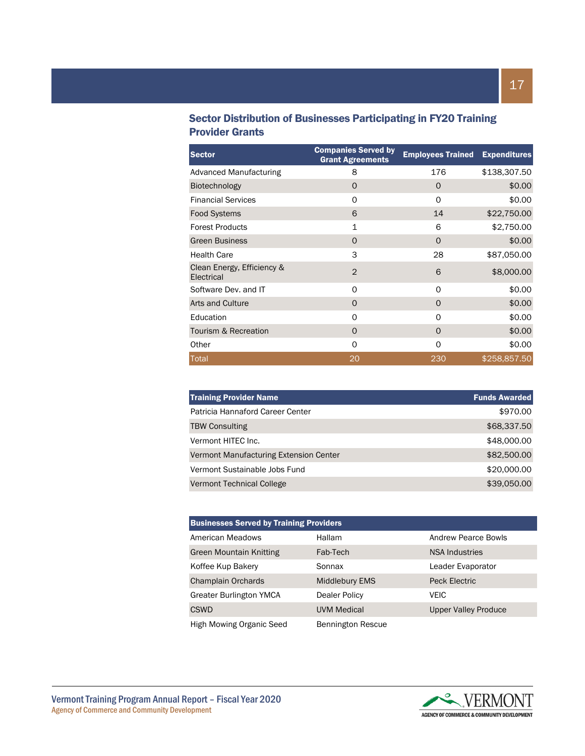## Sector Distribution of Businesses Participating in FY20 Training Provider Grants

| Sector | Companies Served by Grant Agreements | Employees Trained | Expenditures |
|---|---|---|---|
| Advanced Manufacturing | 8 | 176 | $138,307.50 |
| Biotechnology | 0 | 0 | $0.00 |
| Financial Services | 0 | 0 | $0.00 |
| Food Systems | 6 | 14 | $22,750.00 |
| Forest Products | 1 | 6 | $2,750.00 |
| Green Business | 0 | 0 | $0.00 |
| Health Care | 3 | 28 | $87,050.00 |
| Clean Energy, Efficiency & Electrical | 2 | 6 | $8,000.00 |
| Software Dev. and IT | 0 | 0 | $0.00 |
| Arts and Culture | 0 | 0 | $0.00 |
| Education | 0 | 0 | $0.00 |
| Tourism & Recreation | 0 | 0 | $0.00 |
| Other | 0 | 0 | $0.00 |
| Total | 20 | 230 | $258,857.50 |

| Training Provider Name | Funds Awarded |
|---|---|
| Patricia Hannaford Career Center | $970.00 |
| TBW Consulting | $68,337.50 |
| Vermont HITEC Inc. | $48,000.00 |
| Vermont Manufacturing Extension Center | $82,500.00 |
| Vermont Sustainable Jobs Fund | $20,000.00 |
| Vermont Technical College | $39,050.00 |

| Businesses Served by Training Providers | | |
|---|---|---|
| American Meadows | Hallam | Andrew Pearce Bowls |
| Green Mountain Knitting | Fab-Tech | NSA Industries |
| Koffee Kup Bakery | Sonnax | Leader Evaporator |
| Champlain Orchards | Middlebury EMS | Peck Electric |
| Greater Burlington YMCA | Dealer Policy | VEIC |
| CSWD | UVM Medical | Upper Valley Produce |
| High Mowing Organic Seed | Bennington Rescue | |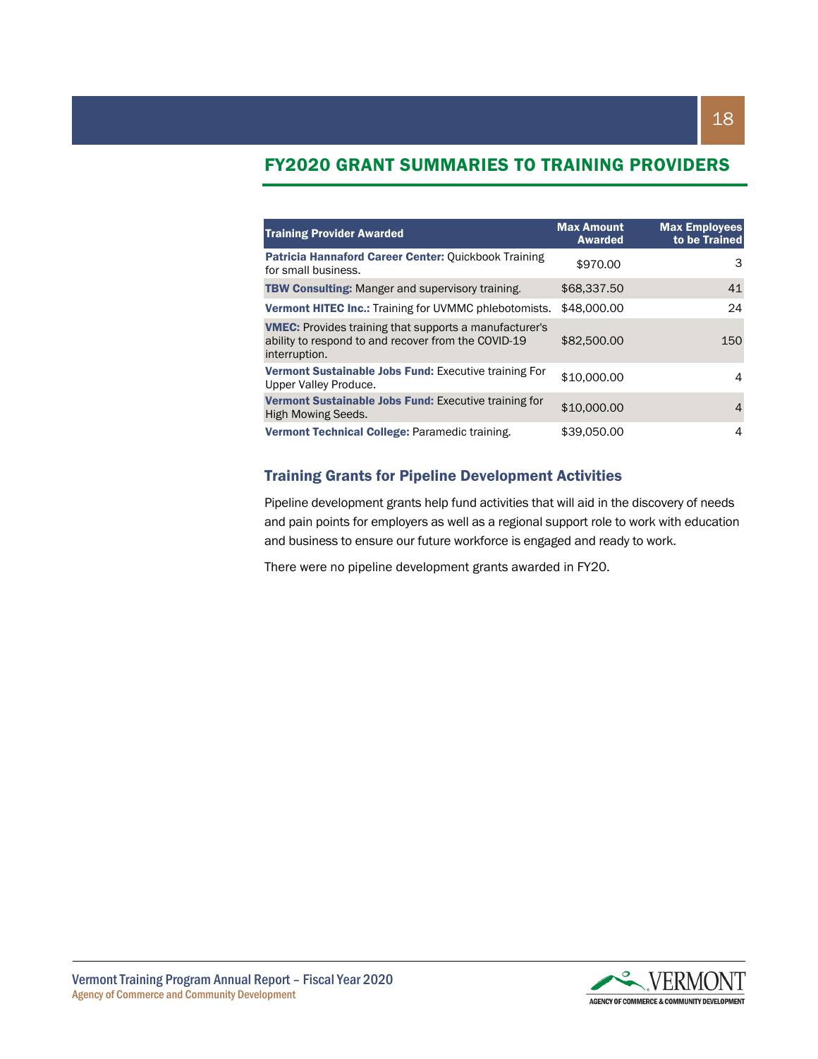## FY2020 GRANT SUMMARIES TO TRAINING PROVIDERS

| Training Provider Awarded | Max Amount Awarded | Max Employees to be Trained |
|---|---|---|
| **Patricia Hannaford Career Center:** Quickbook Training for small business. | $970.00 | 3 |
| **TBW Consulting:** Manger and supervisory training. | $68,337.50 | 41 |
| **Vermont HITEC Inc.:** Training for UVMMC phlebotomists. | $48,000.00 | 24 |
| **VMEC:** Provides training that supports a manufacturer's ability to respond to and recover from the COVID-19 interruption. | $82,500.00 | 150 |
| **Vermont Sustainable Jobs Fund:** Executive training For Upper Valley Produce. | $10,000.00 | 4 |
| **Vermont Sustainable Jobs Fund:** Executive training for High Mowing Seeds. | $10,000.00 | 4 |
| **Vermont Technical College:** Paramedic training. | $39,050.00 | 4 |

### Training Grants for Pipeline Development Activities

Pipeline development grants help fund activities that will aid in the discovery of needs and pain points for employers as well as a regional support role to work with education and business to ensure our future workforce is engaged and ready to work.

There were no pipeline development grants awarded in FY20.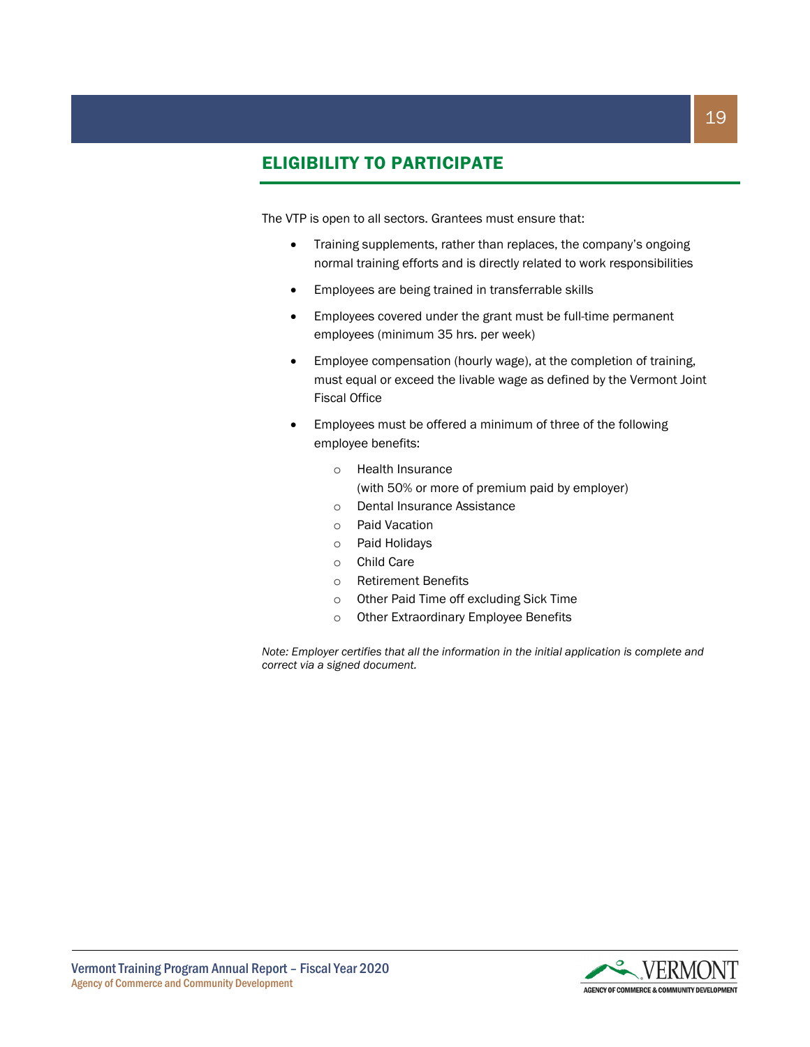## ELIGIBILITY TO PARTICIPATE

The VTP is open to all sectors. Grantees must ensure that:

- Training supplements, rather than replaces, the company's ongoing normal training efforts and is directly related to work responsibilities
- Employees are being trained in transferrable skills
- Employees covered under the grant must be full-time permanent employees (minimum 35 hrs. per week)
- Employee compensation (hourly wage), at the completion of training, must equal or exceed the livable wage as defined by the Vermont Joint Fiscal Office
- Employees must be offered a minimum of three of the following employee benefits:
    - Health Insurance (with 50% or more of premium paid by employer)
    - Dental Insurance Assistance
    - Paid Vacation
    - Paid Holidays
    - Child Care
    - Retirement Benefits
    - Other Paid Time off excluding Sick Time
    - Other Extraordinary Employee Benefits

*Note: Employer certifies that all the information in the initial application is complete and correct via a signed document.*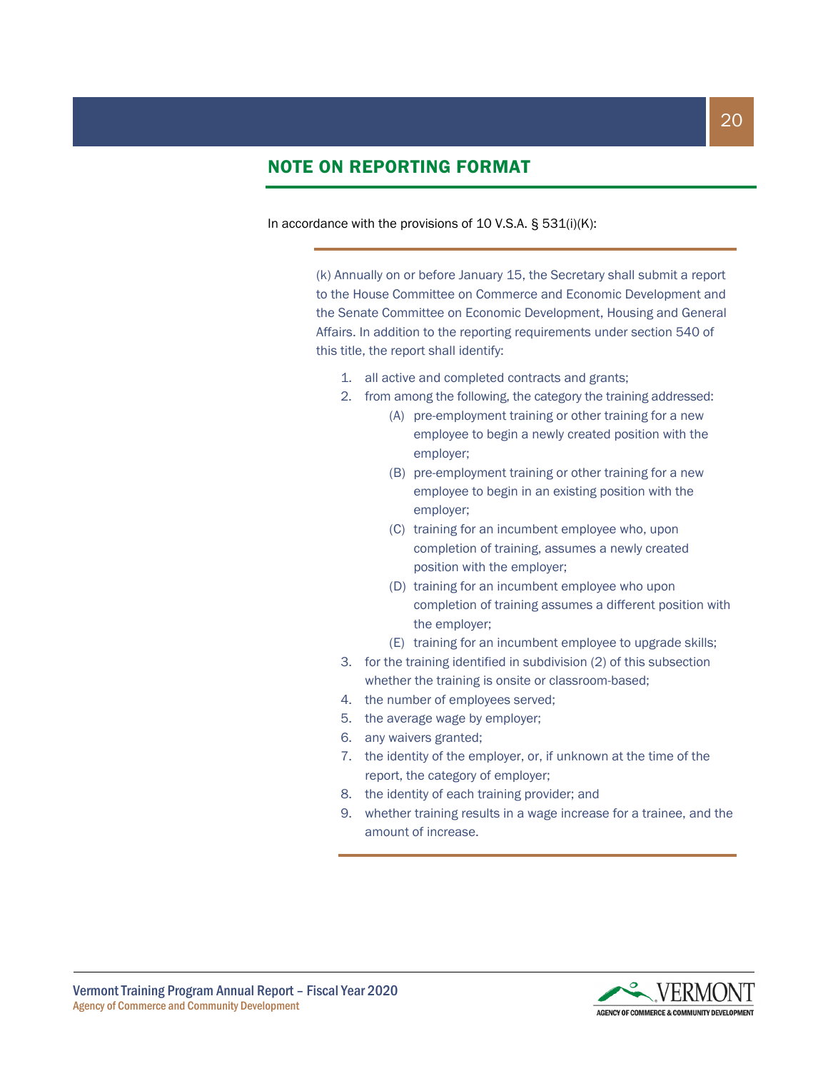## NOTE ON REPORTING FORMAT

In accordance with the provisions of 10 V.S.A. § 531(i)(K):

> (k) Annually on or before January 15, the Secretary shall submit a report to the House Committee on Commerce and Economic Development and the Senate Committee on Economic Development, Housing and General Affairs. In addition to the reporting requirements under section 540 of this title, the report shall identify:
>
> 1. all active and completed contracts and grants;
> 2. from among the following, the category the training addressed:
>    - (A) pre-employment training or other training for a new employee to begin a newly created position with the employer;
>    - (B) pre-employment training or other training for a new employee to begin in an existing position with the employer;
>    - (C) training for an incumbent employee who, upon completion of training, assumes a newly created position with the employer;
>    - (D) training for an incumbent employee who upon completion of training assumes a different position with the employer;
>    - (E) training for an incumbent employee to upgrade skills;
> 3. for the training identified in subdivision (2) of this subsection whether the training is onsite or classroom-based;
> 4. the number of employees served;
> 5. the average wage by employer;
> 6. any waivers granted;
> 7. the identity of the employer, or, if unknown at the time of the report, the category of employer;
> 8. the identity of each training provider; and
> 9. whether training results in a wage increase for a trainee, and the amount of increase.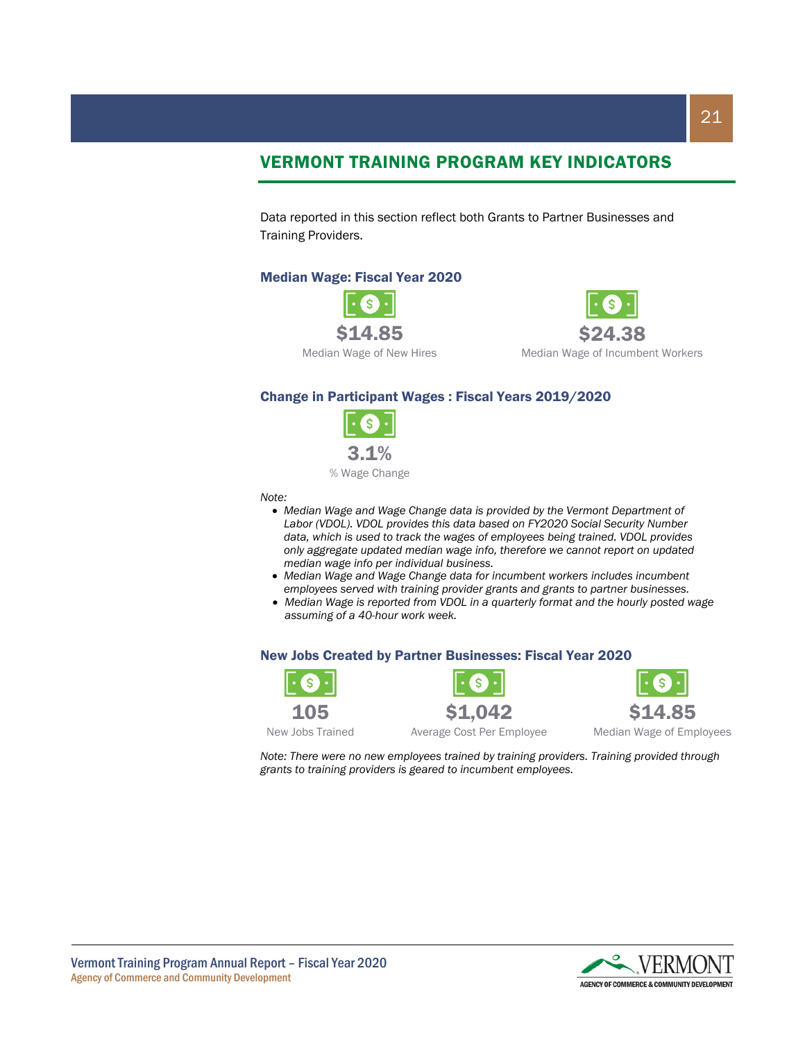## VERMONT TRAINING PROGRAM KEY INDICATORS

Data reported in this section reflect both Grants to Partner Businesses and Training Providers.

### Median Wage: Fiscal Year 2020

**$14.85**
Median Wage of New Hires

**$24.38**
Median Wage of Incumbent Workers

### Change in Participant Wages : Fiscal Years 2019/2020

**3.1%**
% Wage Change

*Note:*

- *Median Wage and Wage Change data is provided by the Vermont Department of Labor (VDOL). VDOL provides this data based on FY2020 Social Security Number data, which is used to track the wages of employees being trained. VDOL provides only aggregate updated median wage info, therefore we cannot report on updated median wage info per individual business.*
- *Median Wage and Wage Change data for incumbent workers includes incumbent employees served with training provider grants and grants to partner businesses.*
- *Median Wage is reported from VDOL in a quarterly format and the hourly posted wage assuming of a 40-hour work week.*

### New Jobs Created by Partner Businesses: Fiscal Year 2020

**105**
New Jobs Trained

**$1,042**
Average Cost Per Employee

**$14.85**
Median Wage of Employees

*Note: There were no new employees trained by training providers. Training provided through grants to training providers is geared to incumbent employees.*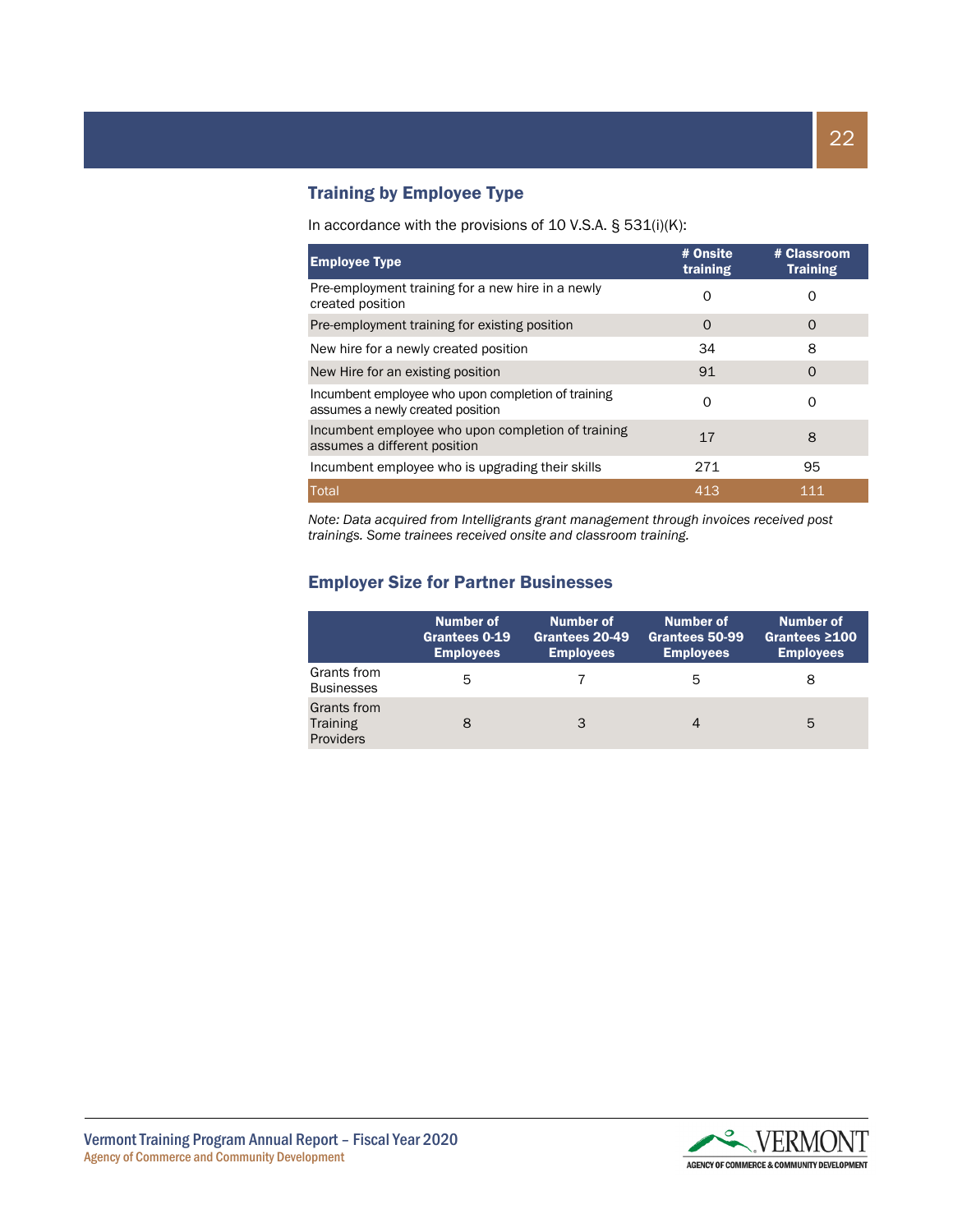## Training by Employee Type

In accordance with the provisions of 10 V.S.A. § 531(i)(K):

| Employee Type | # Onsite training | # Classroom Training |
|---|---|---|
| Pre-employment training for a new hire in a newly created position | 0 | 0 |
| Pre-employment training for existing position | 0 | 0 |
| New hire for a newly created position | 34 | 8 |
| New Hire for an existing position | 91 | 0 |
| Incumbent employee who upon completion of training assumes a newly created position | 0 | 0 |
| Incumbent employee who upon completion of training assumes a different position | 17 | 8 |
| Incumbent employee who is upgrading their skills | 271 | 95 |
| Total | 413 | 111 |

*Note: Data acquired from Intelligrants grant management through invoices received post trainings. Some trainees received onsite and classroom training.*

## Employer Size for Partner Businesses

| | Number of Grantees 0-19 Employees | Number of Grantees 20-49 Employees | Number of Grantees 50-99 Employees | Number of Grantees ≥100 Employees |
|---|---|---|---|---|
| Grants from Businesses | 5 | 7 | 5 | 8 |
| Grants from Training Providers | 8 | 3 | 4 | 5 |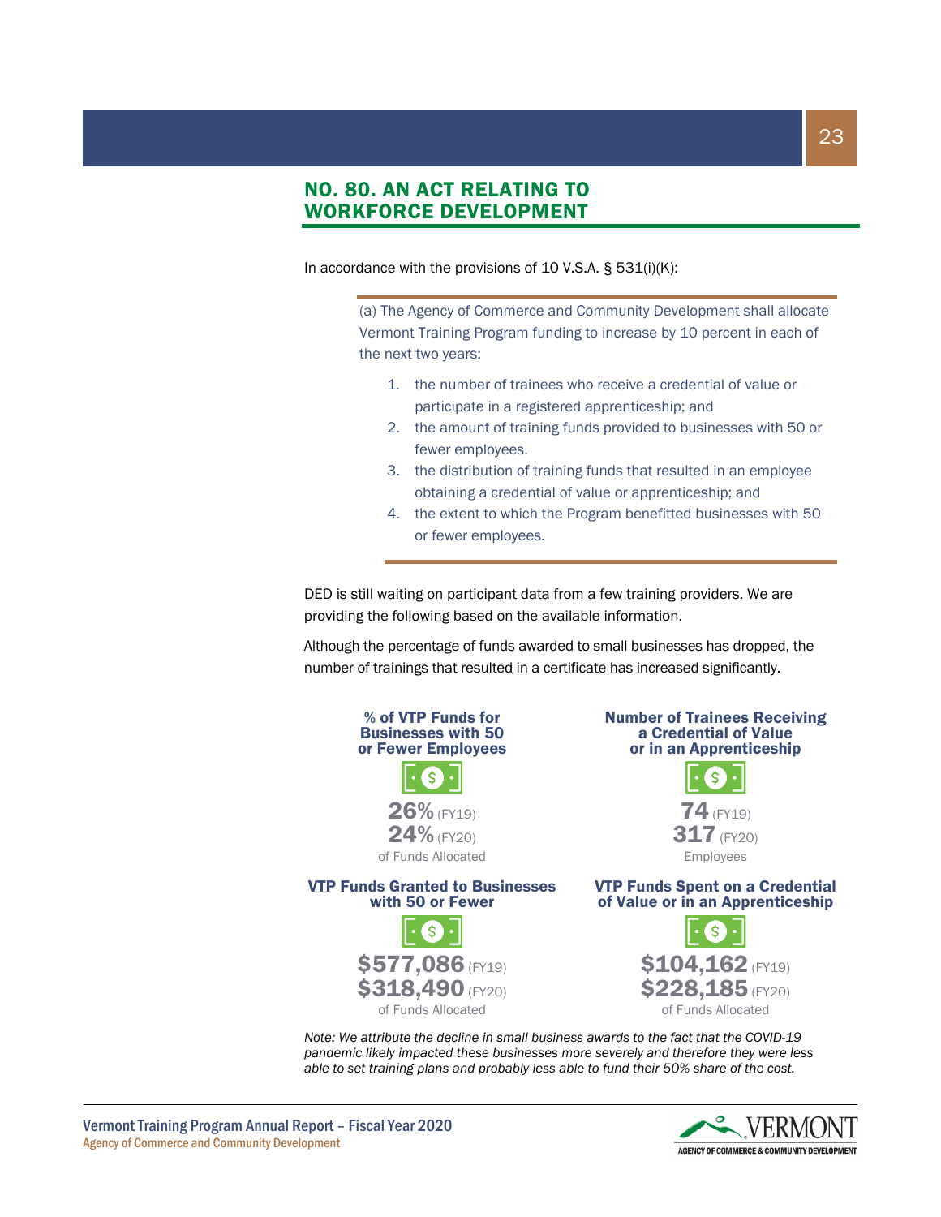## NO. 80. AN ACT RELATING TO WORKFORCE DEVELOPMENT

In accordance with the provisions of 10 V.S.A. § 531(i)(K):

> (a) The Agency of Commerce and Community Development shall allocate Vermont Training Program funding to increase by 10 percent in each of the next two years:
>
> 1. the number of trainees who receive a credential of value or participate in a registered apprenticeship; and
> 2. the amount of training funds provided to businesses with 50 or fewer employees.
> 3. the distribution of training funds that resulted in an employee obtaining a credential of value or apprenticeship; and
> 4. the extent to which the Program benefitted businesses with 50 or fewer employees.

DED is still waiting on participant data from a few training providers. We are providing the following based on the available information.

Although the percentage of funds awarded to small businesses has dropped, the number of trainings that resulted in a certificate has increased significantly.

**% of VTP Funds for Businesses with 50 or Fewer Employees**

**26%** (FY19)
**24%** (FY20)
of Funds Allocated

**Number of Trainees Receiving a Credential of Value or in an Apprenticeship**

**74** (FY19)
**317** (FY20)
Employees

**VTP Funds Granted to Businesses with 50 or Fewer**

**$577,086** (FY19)
**$318,490** (FY20)
of Funds Allocated

**VTP Funds Spent on a Credential of Value or in an Apprenticeship**

**$104,162** (FY19)
**$228,185** (FY20)
of Funds Allocated

*Note: We attribute the decline in small business awards to the fact that the COVID-19 pandemic likely impacted these businesses more severely and therefore they were less able to set training plans and probably less able to fund their 50% share of the cost.*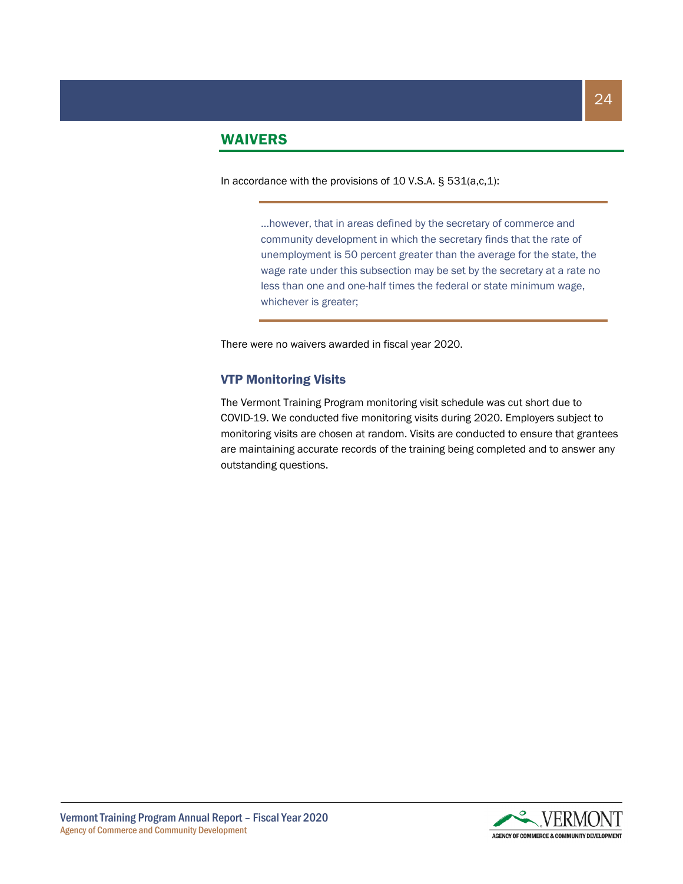## WAIVERS

In accordance with the provisions of 10 V.S.A. § 531(a,c,1):

> …however, that in areas defined by the secretary of commerce and community development in which the secretary finds that the rate of unemployment is 50 percent greater than the average for the state, the wage rate under this subsection may be set by the secretary at a rate no less than one and one-half times the federal or state minimum wage, whichever is greater;

There were no waivers awarded in fiscal year 2020.

### VTP Monitoring Visits

The Vermont Training Program monitoring visit schedule was cut short due to COVID-19. We conducted five monitoring visits during 2020. Employers subject to monitoring visits are chosen at random. Visits are conducted to ensure that grantees are maintaining accurate records of the training being completed and to answer any outstanding questions.